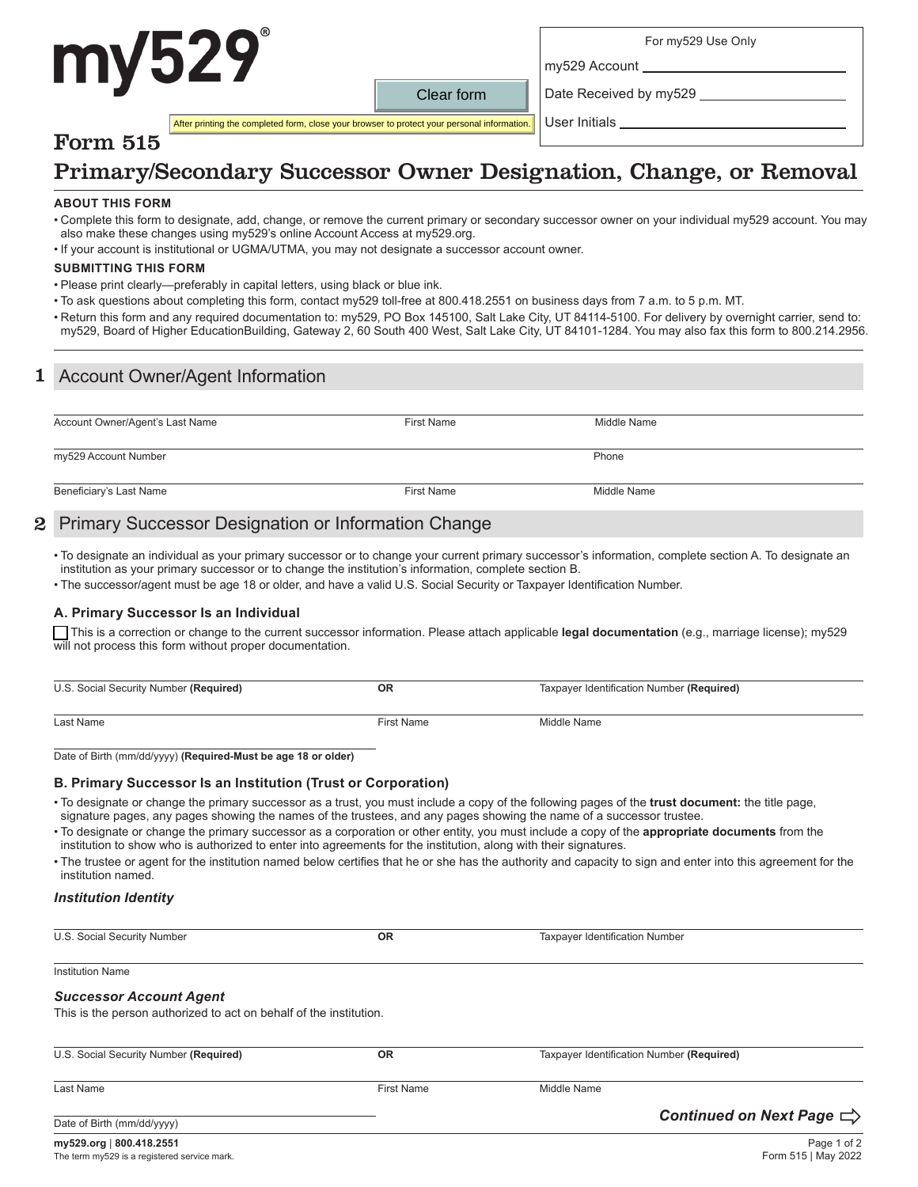# my529®

Clear form

After printing the completed form, close your browser to protect your personal information.

For my529 Use Only

my529 Account ______________________

Date Received by my529 ______________________

User Initials ______________________

## Form 515

# Primary/Secondary Successor Owner Designation, Change, or Removal

### ABOUT THIS FORM

- Complete this form to designate, add, change, or remove the current primary or secondary successor owner on your individual my529 account. You may also make these changes using my529's online Account Access at my529.org.
- If your account is institutional or UGMA/UTMA, you may not designate a successor account owner.

### SUBMITTING THIS FORM

- Please print clearly—preferably in capital letters, using black or blue ink.
- To ask questions about completing this form, contact my529 toll-free at 800.418.2551 on business days from 7 a.m. to 5 p.m. MT.
- Return this form and any required documentation to: my529, PO Box 145100, Salt Lake City, UT 84114-5100. For delivery by overnight carrier, send to: my529, Board of Higher EducationBuilding, Gateway 2, 60 South 400 West, Salt Lake City, UT 84101-1284. You may also fax this form to 800.214.2956.

## 1 Account Owner/Agent Information

| Account Owner/Agent's Last Name | First Name | Middle Name |
|---|---|---|
| my529 Account Number | | Phone |
| Beneficiary's Last Name | First Name | Middle Name |

## 2 Primary Successor Designation or Information Change

- To designate an individual as your primary successor or to change your current primary successor's information, complete section A. To designate an institution as your primary successor or to change the institution's information, complete section B.
- The successor/agent must be age 18 or older, and have a valid U.S. Social Security or Taxpayer Identification Number.

### A. Primary Successor Is an Individual

☐ This is a correction or change to the current successor information. Please attach applicable **legal documentation** (e.g., marriage license); my529 will not process this form without proper documentation.

| U.S. Social Security Number **(Required)** | **OR** | Taxpayer Identification Number **(Required)** |
|---|---|---|
| Last Name | First Name | Middle Name |

Date of Birth (mm/dd/yyyy) **(Required-Must be age 18 or older)**

### B. Primary Successor Is an Institution (Trust or Corporation)

- To designate or change the primary successor as a trust, you must include a copy of the following pages of the **trust document:** the title page, signature pages, any pages showing the names of the trustees, and any pages showing the name of a successor trustee.
- To designate or change the primary successor as a corporation or other entity, you must include a copy of the **appropriate documents** from the institution to show who is authorized to enter into agreements for the institution, along with their signatures.
- The trustee or agent for the institution named below certifies that he or she has the authority and capacity to sign and enter into this agreement for the institution named.

#### *Institution Identity*

| U.S. Social Security Number | **OR** | Taxpayer Identification Number |
|---|---|---|

Institution Name

#### *Successor Account Agent*

This is the person authorized to act on behalf of the institution.

| U.S. Social Security Number **(Required)** | **OR** | Taxpayer Identification Number **(Required)** |
|---|---|---|
| Last Name | First Name | Middle Name |

Date of Birth (mm/dd/yyyy)

***Continued on Next Page*** ⇨

my529.org | 800.418.2551

The term my529 is a registered service mark.

Form 515 | May 2022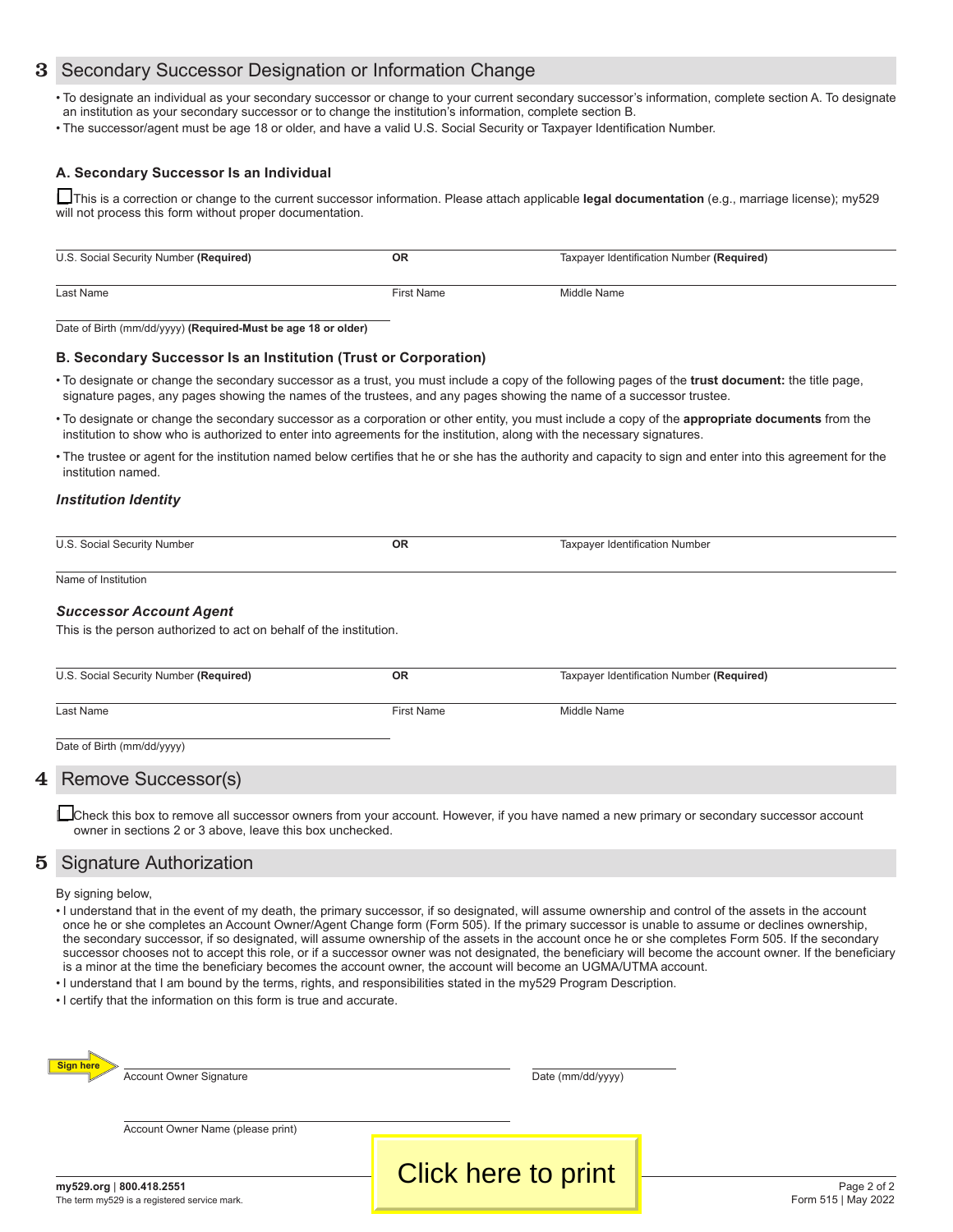## 3 Secondary Successor Designation or Information Change

- To designate an individual as your secondary successor or change to your current secondary successor's information, complete section A. To designate an institution as your secondary successor or to change the institution's information, complete section B.
- The successor/agent must be age 18 or older, and have a valid U.S. Social Security or Taxpayer Identification Number.

### A. Secondary Successor Is an Individual

☐ This is a correction or change to the current successor information. Please attach applicable **legal documentation** (e.g., marriage license); my529 will not process this form without proper documentation.

U.S. Social Security Number **(Required)** **OR** Taxpayer Identification Number **(Required)**

Last Name | First Name | Middle Name

Date of Birth (mm/dd/yyyy) **(Required-Must be age 18 or older)**

### B. Secondary Successor Is an Institution (Trust or Corporation)

- To designate or change the secondary successor as a trust, you must include a copy of the following pages of the **trust document:** the title page, signature pages, any pages showing the names of the trustees, and any pages showing the name of a successor trustee.
- To designate or change the secondary successor as a corporation or other entity, you must include a copy of the **appropriate documents** from the institution to show who is authorized to enter into agreements for the institution, along with the necessary signatures.
- The trustee or agent for the institution named below certifies that he or she has the authority and capacity to sign and enter into this agreement for the institution named.

***Institution Identity***

U.S. Social Security Number **OR** Taxpayer Identification Number

Name of Institution

***Successor Account Agent***

This is the person authorized to act on behalf of the institution.

U.S. Social Security Number **(Required)** **OR** Taxpayer Identification Number **(Required)**

Last Name | First Name | Middle Name

Date of Birth (mm/dd/yyyy)

## 4 Remove Successor(s)

☐ Check this box to remove all successor owners from your account. However, if you have named a new primary or secondary successor account owner in sections 2 or 3 above, leave this box unchecked.

## 5 Signature Authorization

By signing below,

- I understand that in the event of my death, the primary successor, if so designated, will assume ownership and control of the assets in the account once he or she completes an Account Owner/Agent Change form (Form 505). If the primary successor is unable to assume or declines ownership, the secondary successor, if so designated, will assume ownership of the assets in the account once he or she completes Form 505. If the secondary successor chooses not to accept this role, or if a successor owner was not designated, the beneficiary will become the account owner. If the beneficiary is a minor at the time the beneficiary becomes the account owner, the account will become an UGMA/UTMA account.
- I understand that I am bound by the terms, rights, and responsibilities stated in the my529 Program Description.
- I certify that the information on this form is true and accurate.

Sign here

Account Owner Signature | Date (mm/dd/yyyy)

Account Owner Name (please print)

Click here to print

**my529.org** | **800.418.2551**
The term my529 is a registered service mark.

Form 515 | May 2022